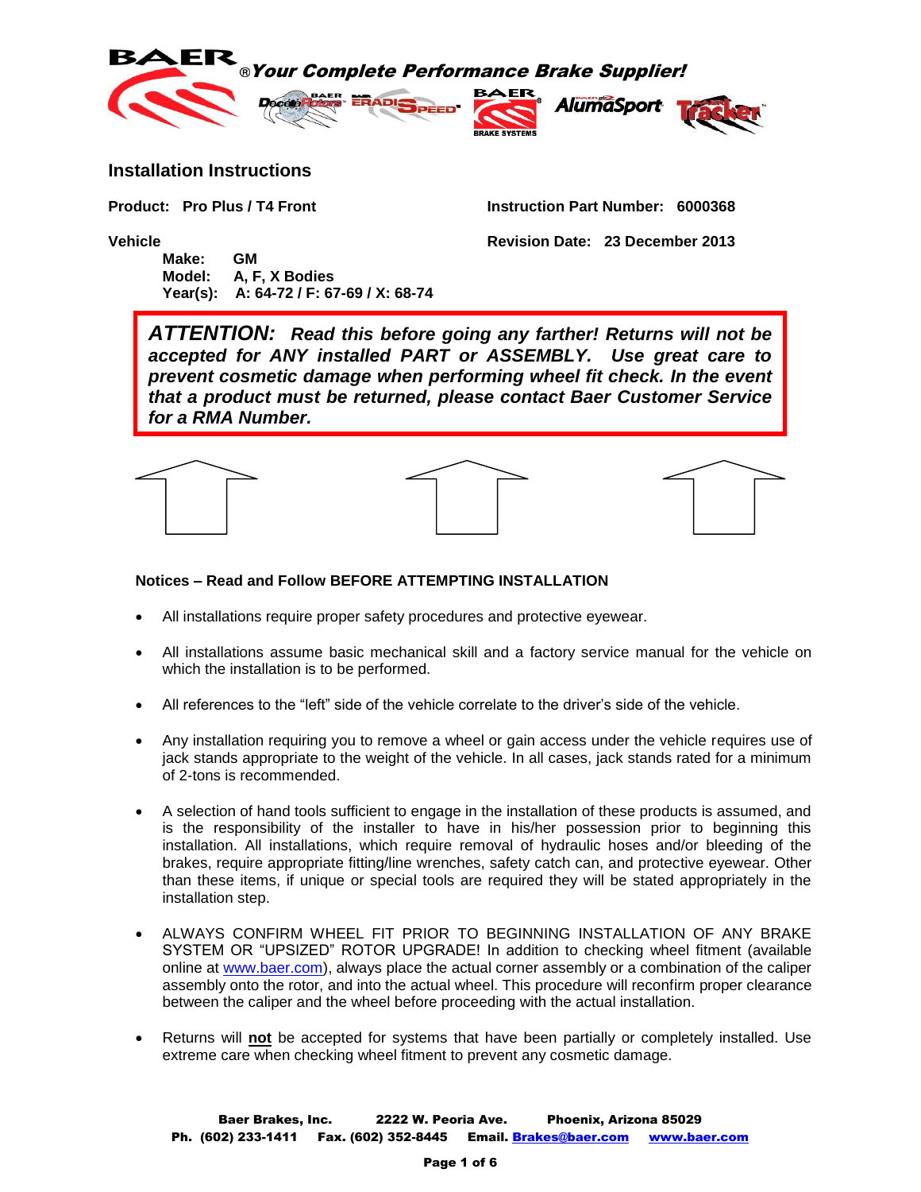**BAER** ®*Your Complete Performance Brake Supplier!*

## Installation Instructions

**Product: Pro Plus / T4 Front**

**Instruction Part Number: 6000368**

**Vehicle**

**Make: GM**
**Model: A, F, X Bodies**
**Year(s): A: 64-72 / F: 67-69 / X: 68-74**

**Revision Date: 23 December 2013**

> ***ATTENTION: Read this before going any farther! Returns will not be accepted for ANY installed PART or ASSEMBLY. Use great care to prevent cosmetic damage when performing wheel fit check. In the event that a product must be returned, please contact Baer Customer Service for a RMA Number.***

**Notices – Read and Follow BEFORE ATTEMPTING INSTALLATION**

- All installations require proper safety procedures and protective eyewear.
- All installations assume basic mechanical skill and a factory service manual for the vehicle on which the installation is to be performed.
- All references to the "left" side of the vehicle correlate to the driver's side of the vehicle.
- Any installation requiring you to remove a wheel or gain access under the vehicle requires use of jack stands appropriate to the weight of the vehicle. In all cases, jack stands rated for a minimum of 2-tons is recommended.
- A selection of hand tools sufficient to engage in the installation of these products is assumed, and is the responsibility of the installer to have in his/her possession prior to beginning this installation. All installations, which require removal of hydraulic hoses and/or bleeding of the brakes, require appropriate fitting/line wrenches, safety catch can, and protective eyewear. Other than these items, if unique or special tools are required they will be stated appropriately in the installation step.
- ALWAYS CONFIRM WHEEL FIT PRIOR TO BEGINNING INSTALLATION OF ANY BRAKE SYSTEM OR "UPSIZED" ROTOR UPGRADE! In addition to checking wheel fitment (available online at www.baer.com), always place the actual corner assembly or a combination of the caliper assembly onto the rotor, and into the actual wheel. This procedure will reconfirm proper clearance between the caliper and the wheel before proceeding with the actual installation.
- Returns will **not** be accepted for systems that have been partially or completely installed. Use extreme care when checking wheel fitment to prevent any cosmetic damage.

**Baer Brakes, Inc. 2222 W. Peoria Ave. Phoenix, Arizona 85029**
**Ph. (602) 233-1411 Fax. (602) 352-8445 Email. Brakes@baer.com www.baer.com**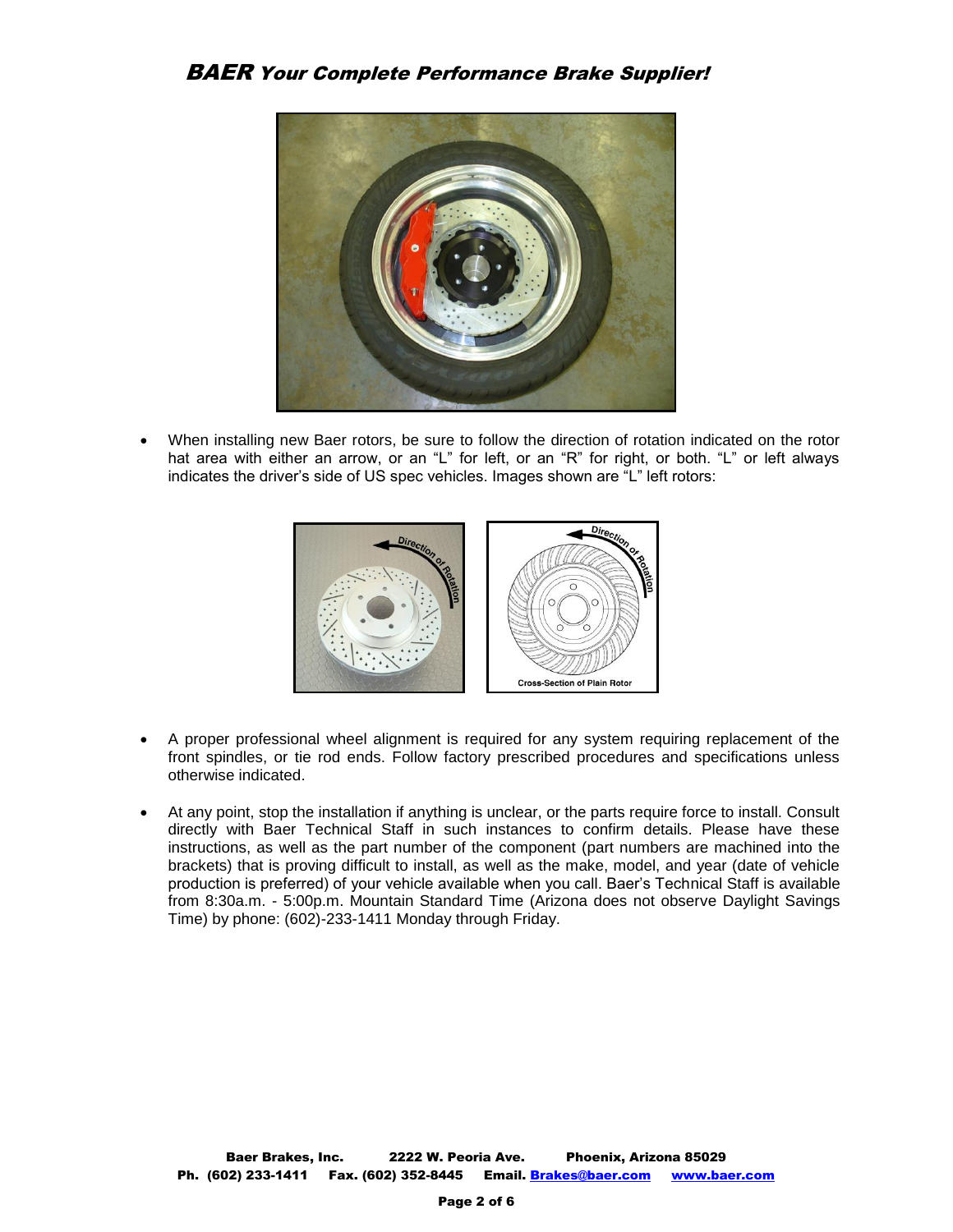- When installing new Baer rotors, be sure to follow the direction of rotation indicated on the rotor hat area with either an arrow, or an "L" for left, or an "R" for right, or both. "L" or left always indicates the driver's side of US spec vehicles. Images shown are "L" left rotors:

- A proper professional wheel alignment is required for any system requiring replacement of the front spindles, or tie rod ends. Follow factory prescribed procedures and specifications unless otherwise indicated.

- At any point, stop the installation if anything is unclear, or the parts require force to install. Consult directly with Baer Technical Staff in such instances to confirm details. Please have these instructions, as well as the part number of the component (part numbers are machined into the brackets) that is proving difficult to install, as well as the make, model, and year (date of vehicle production is preferred) of your vehicle available when you call. Baer's Technical Staff is available from 8:30a.m. - 5:00p.m. Mountain Standard Time (Arizona does not observe Daylight Savings Time) by phone: (602)-233-1411 Monday through Friday.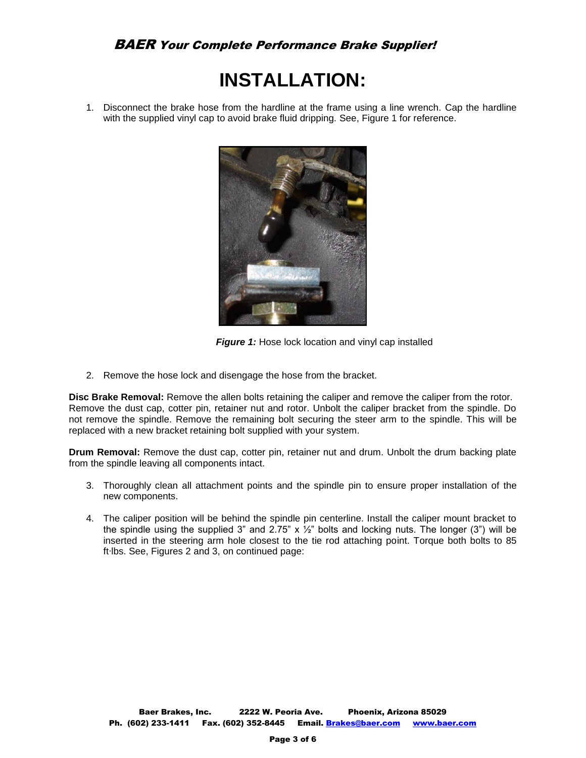# INSTALLATION:

1. Disconnect the brake hose from the hardline at the frame using a line wrench. Cap the hardline with the supplied vinyl cap to avoid brake fluid dripping. See, Figure 1 for reference.

***Figure 1:*** Hose lock location and vinyl cap installed

2. Remove the hose lock and disengage the hose from the bracket.

**Disc Brake Removal:** Remove the allen bolts retaining the caliper and remove the caliper from the rotor. Remove the dust cap, cotter pin, retainer nut and rotor. Unbolt the caliper bracket from the spindle. Do not remove the spindle. Remove the remaining bolt securing the steer arm to the spindle. This will be replaced with a new bracket retaining bolt supplied with your system.

**Drum Removal:** Remove the dust cap, cotter pin, retainer nut and drum. Unbolt the drum backing plate from the spindle leaving all components intact.

3. Thoroughly clean all attachment points and the spindle pin to ensure proper installation of the new components.

4. The caliper position will be behind the spindle pin centerline. Install the caliper mount bracket to the spindle using the supplied 3" and 2.75" x ½" bolts and locking nuts. The longer (3") will be inserted in the steering arm hole closest to the tie rod attaching point. Torque both bolts to 85 ft·lbs. See, Figures 2 and 3, on continued page: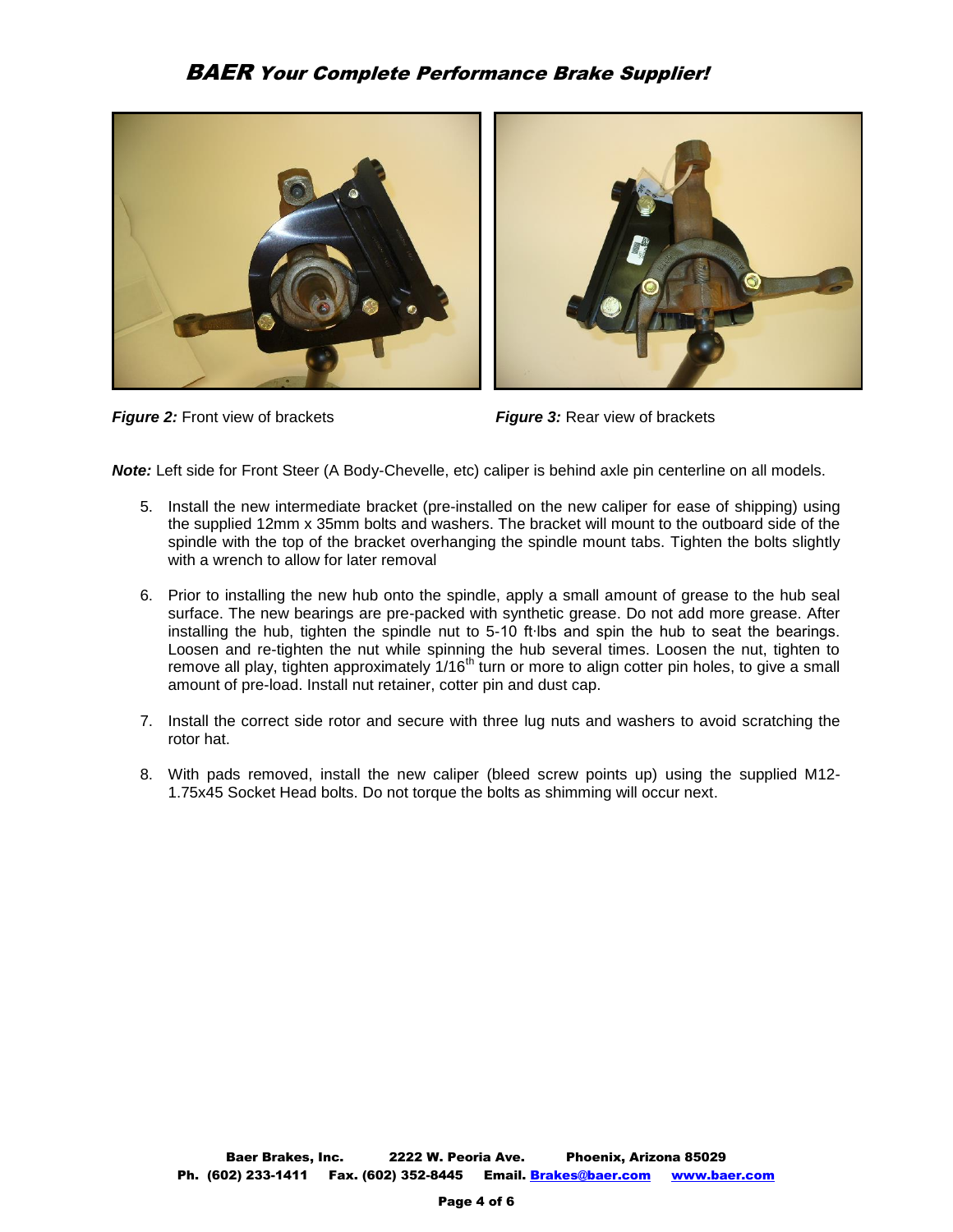*Figure 2:* Front view of brackets

*Figure 3:* Rear view of brackets

***Note:*** Left side for Front Steer (A Body-Chevelle, etc) caliper is behind axle pin centerline on all models.

5. Install the new intermediate bracket (pre-installed on the new caliper for ease of shipping) using the supplied 12mm x 35mm bolts and washers. The bracket will mount to the outboard side of the spindle with the top of the bracket overhanging the spindle mount tabs. Tighten the bolts slightly with a wrench to allow for later removal

6. Prior to installing the new hub onto the spindle, apply a small amount of grease to the hub seal surface. The new bearings are pre-packed with synthetic grease. Do not add more grease. After installing the hub, tighten the spindle nut to 5-10 ft·lbs and spin the hub to seat the bearings. Loosen and re-tighten the nut while spinning the hub several times. Loosen the nut, tighten to remove all play, tighten approximately 1/16th turn or more to align cotter pin holes, to give a small amount of pre-load. Install nut retainer, cotter pin and dust cap.

7. Install the correct side rotor and secure with three lug nuts and washers to avoid scratching the rotor hat.

8. With pads removed, install the new caliper (bleed screw points up) using the supplied M12-1.75x45 Socket Head bolts. Do not torque the bolts as shimming will occur next.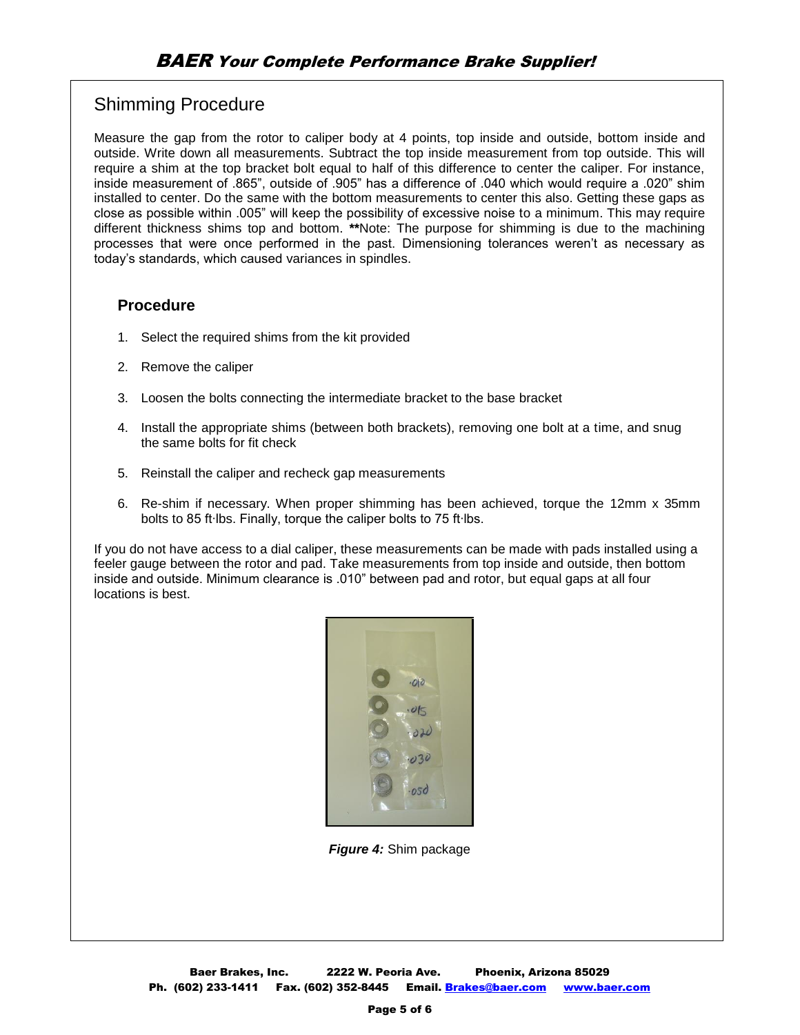## Shimming Procedure

Measure the gap from the rotor to caliper body at 4 points, top inside and outside, bottom inside and outside. Write down all measurements. Subtract the top inside measurement from top outside. This will require a shim at the top bracket bolt equal to half of this difference to center the caliper. For instance, inside measurement of .865", outside of .905" has a difference of .040 which would require a .020" shim installed to center. Do the same with the bottom measurements to center this also. Getting these gaps as close as possible within .005" will keep the possibility of excessive noise to a minimum. This may require different thickness shims top and bottom. **Note: The purpose for shimming is due to the machining processes that were once performed in the past. Dimensioning tolerances weren't as necessary as today's standards, which caused variances in spindles.

### Procedure

1. Select the required shims from the kit provided
2. Remove the caliper
3. Loosen the bolts connecting the intermediate bracket to the base bracket
4. Install the appropriate shims (between both brackets), removing one bolt at a time, and snug the same bolts for fit check
5. Reinstall the caliper and recheck gap measurements
6. Re-shim if necessary. When proper shimming has been achieved, torque the 12mm x 35mm bolts to 85 ft·lbs. Finally, torque the caliper bolts to 75 ft·lbs.

If you do not have access to a dial caliper, these measurements can be made with pads installed using a feeler gauge between the rotor and pad. Take measurements from top inside and outside, then bottom inside and outside. Minimum clearance is .010" between pad and rotor, but equal gaps at all four locations is best.

***Figure 4:*** Shim package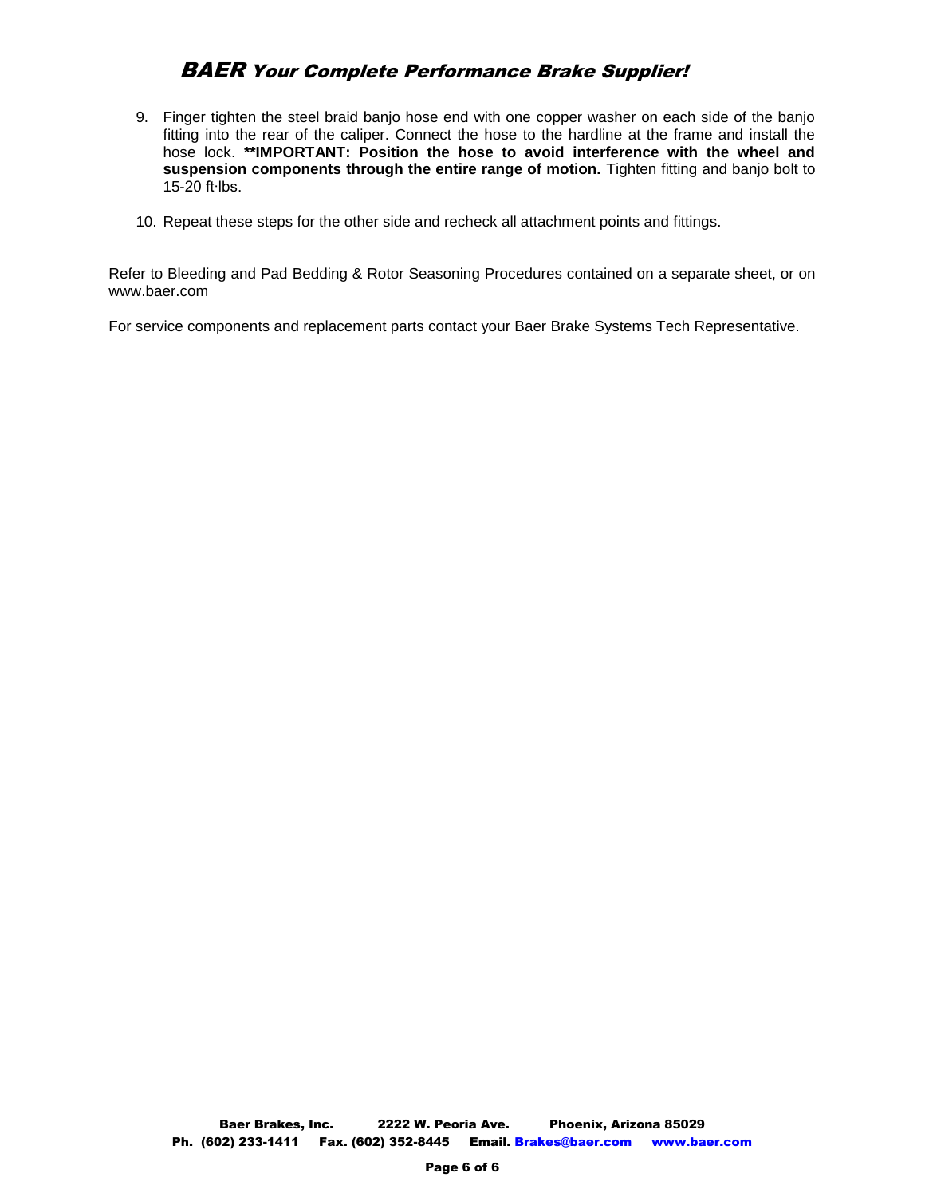9. Finger tighten the steel braid banjo hose end with one copper washer on each side of the banjo fitting into the rear of the caliper. Connect the hose to the hardline at the frame and install the hose lock. **IMPORTANT: Position the hose to avoid interference with the wheel and suspension components through the entire range of motion.** Tighten fitting and banjo bolt to 15-20 ft·lbs.

10. Repeat these steps for the other side and recheck all attachment points and fittings.

Refer to Bleeding and Pad Bedding & Rotor Seasoning Procedures contained on a separate sheet, or on www.baer.com

For service components and replacement parts contact your Baer Brake Systems Tech Representative.